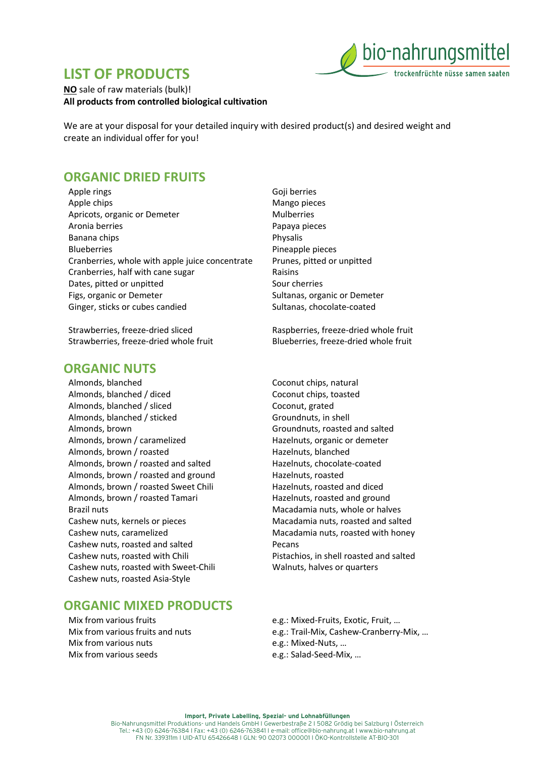# LIST OF PRODUCTS

**NO** sale of raw materials (bulk)!
**All products from controlled biological cultivation**

We are at your disposal for your detailed inquiry with desired product(s) and desired weight and create an individual offer for you!

## ORGANIC DRIED FRUITS

- Apple rings
- Apple chips
- Apricots, organic or Demeter
- Aronia berries
- Banana chips
- Blueberries
- Cranberries, whole with apple juice concentrate
- Cranberries, half with cane sugar
- Dates, pitted or unpitted
- Figs, organic or Demeter
- Ginger, sticks or cubes candied
- Goji berries
- Mango pieces
- Mulberries
- Papaya pieces
- Physalis
- Pineapple pieces
- Prunes, pitted or unpitted
- Raisins
- Sour cherries
- Sultanas, organic or Demeter
- Sultanas, chocolate-coated

- Strawberries, freeze-dried sliced
- Strawberries, freeze-dried whole fruit
- Raspberries, freeze-dried whole fruit
- Blueberries, freeze-dried whole fruit

## ORGANIC NUTS

- Almonds, blanched
- Almonds, blanched / diced
- Almonds, blanched / sliced
- Almonds, blanched / sticked
- Almonds, brown
- Almonds, brown / caramelized
- Almonds, brown / roasted
- Almonds, brown / roasted and salted
- Almonds, brown / roasted and ground
- Almonds, brown / roasted Sweet Chili
- Almonds, brown / roasted Tamari
- Brazil nuts
- Cashew nuts, kernels or pieces
- Cashew nuts, caramelized
- Cashew nuts, roasted and salted
- Cashew nuts, roasted with Chili
- Cashew nuts, roasted with Sweet-Chili
- Cashew nuts, roasted Asia-Style
- Coconut chips, natural
- Coconut chips, toasted
- Coconut, grated
- Groundnuts, in shell
- Groundnuts, roasted and salted
- Hazelnuts, organic or demeter
- Hazelnuts, blanched
- Hazelnuts, chocolate-coated
- Hazelnuts, roasted
- Hazelnuts, roasted and diced
- Hazelnuts, roasted and ground
- Macadamia nuts, whole or halves
- Macadamia nuts, roasted and salted
- Macadamia nuts, roasted with honey
- Pecans
- Pistachios, in shell roasted and salted
- Walnuts, halves or quarters

## ORGANIC MIXED PRODUCTS

- Mix from various fruits — e.g.: Mixed-Fruits, Exotic, Fruit, …
- Mix from various fruits and nuts — e.g.: Trail-Mix, Cashew-Cranberry-Mix, …
- Mix from various nuts — e.g.: Mixed-Nuts, …
- Mix from various seeds — e.g.: Salad-Seed-Mix, …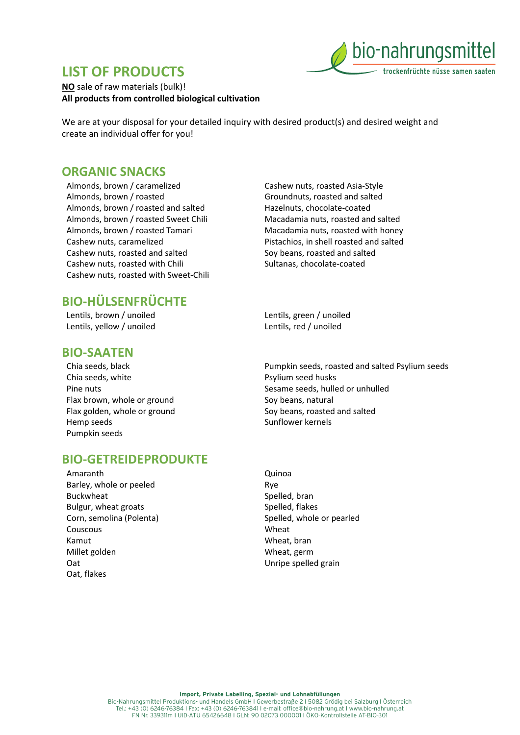# LIST OF PRODUCTS

**NO** sale of raw materials (bulk)!
**All products from controlled biological cultivation**

We are at your disposal for your detailed inquiry with desired product(s) and desired weight and create an individual offer for you!

## ORGANIC SNACKS

- Almonds, brown / caramelized
- Almonds, brown / roasted
- Almonds, brown / roasted and salted
- Almonds, brown / roasted Sweet Chili
- Almonds, brown / roasted Tamari
- Cashew nuts, caramelized
- Cashew nuts, roasted and salted
- Cashew nuts, roasted with Chili
- Cashew nuts, roasted with Sweet-Chili
- Cashew nuts, roasted Asia-Style
- Groundnuts, roasted and salted
- Hazelnuts, chocolate-coated
- Macadamia nuts, roasted and salted
- Macadamia nuts, roasted with honey
- Pistachios, in shell roasted and salted
- Soy beans, roasted and salted
- Sultanas, chocolate-coated

## BIO-HÜLSENFRÜCHTE

- Lentils, brown / unoiled
- Lentils, yellow / unoiled
- Lentils, green / unoiled
- Lentils, red / unoiled

## BIO-SAATEN

- Chia seeds, black
- Chia seeds, white
- Pine nuts
- Flax brown, whole or ground
- Flax golden, whole or ground
- Hemp seeds
- Pumpkin seeds
- Pumpkin seeds, roasted and salted Psylium seeds
- Psylium seed husks
- Sesame seeds, hulled or unhulled
- Soy beans, natural
- Soy beans, roasted and salted
- Sunflower kernels

## BIO-GETREIDEPRODUKTE

- Amaranth
- Barley, whole or peeled
- Buckwheat
- Bulgur, wheat groats
- Corn, semolina (Polenta)
- Couscous
- Kamut
- Millet golden
- Oat
- Oat, flakes
- Quinoa
- Rye
- Spelled, bran
- Spelled, flakes
- Spelled, whole or pearled
- Wheat
- Wheat, bran
- Wheat, germ
- Unripe spelled grain